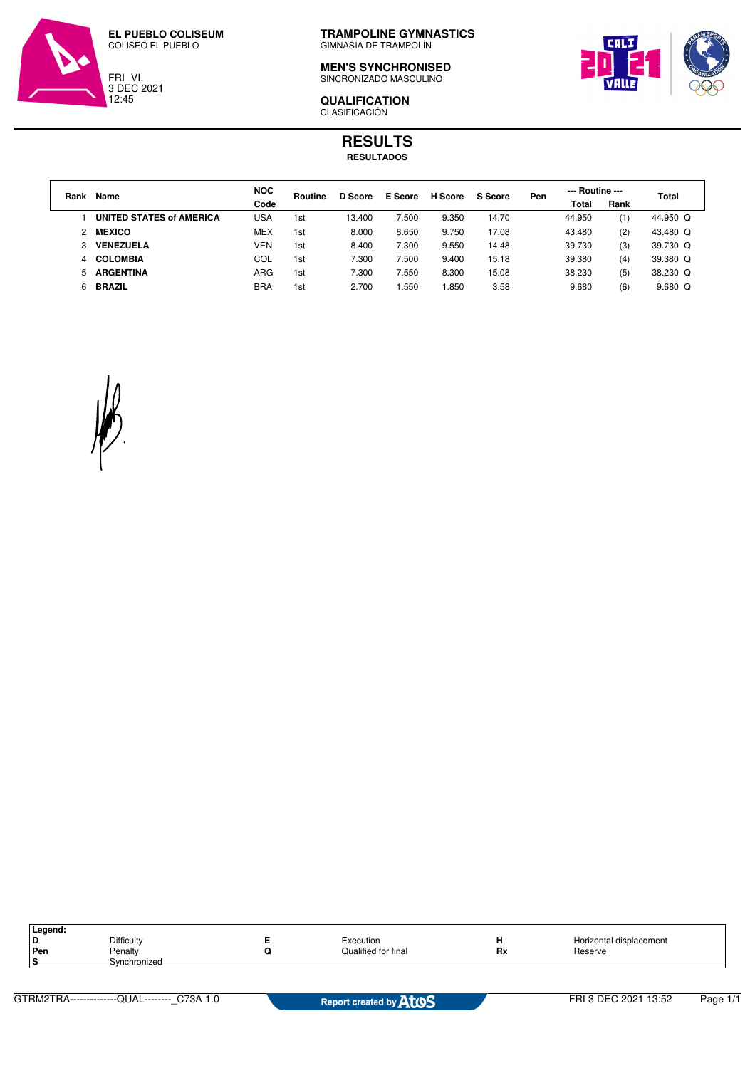**EL PUEBLO COLISEUM**
COLISEO EL PUEBLO

FRI VI.
3 DEC 2021
12:45

**TRAMPOLINE GYMNASTICS**
GIMNASIA DE TRAMPOLÍN

**MEN'S SYNCHRONISED**
SINCRONIZADO MASCULINO

**QUALIFICATION**
CLASIFICACIÓN

# RESULTS
**RESULTADOS**

| Rank | Name | NOC Code | Routine | D Score | E Score | H Score | S Score | Pen | --- Routine --- Total | Rank | Total |
|---|---|---|---|---|---|---|---|---|---|---|---|
| 1 | **UNITED STATES of AMERICA** | USA | 1st | 13.400 | 7.500 | 9.350 | 14.70 | | 44.950 | (1) | 44.950 Q |
| 2 | **MEXICO** | MEX | 1st | 8.000 | 8.650 | 9.750 | 17.08 | | 43.480 | (2) | 43.480 Q |
| 3 | **VENEZUELA** | VEN | 1st | 8.400 | 7.300 | 9.550 | 14.48 | | 39.730 | (3) | 39.730 Q |
| 4 | **COLOMBIA** | COL | 1st | 7.300 | 7.500 | 9.400 | 15.18 | | 39.380 | (4) | 39.380 Q |
| 5 | **ARGENTINA** | ARG | 1st | 7.300 | 7.550 | 8.300 | 15.08 | | 38.230 | (5) | 38.230 Q |
| 6 | **BRAZIL** | BRA | 1st | 2.700 | 1.550 | 1.850 | 3.58 | | 9.680 | (6) | 9.680 Q |

| Legend: | | | | | |
|---|---|---|---|---|---|
| D | Difficulty | E | Execution | H | Horizontal displacement |
| Pen | Penalty | Q | Qualified for final | Rx | Reserve |
| S | Synchronized | | | | |

GTRM2TRA--------------QUAL--------_C73A 1.0 — Report created by Atos — FRI 3 DEC 2021 13:52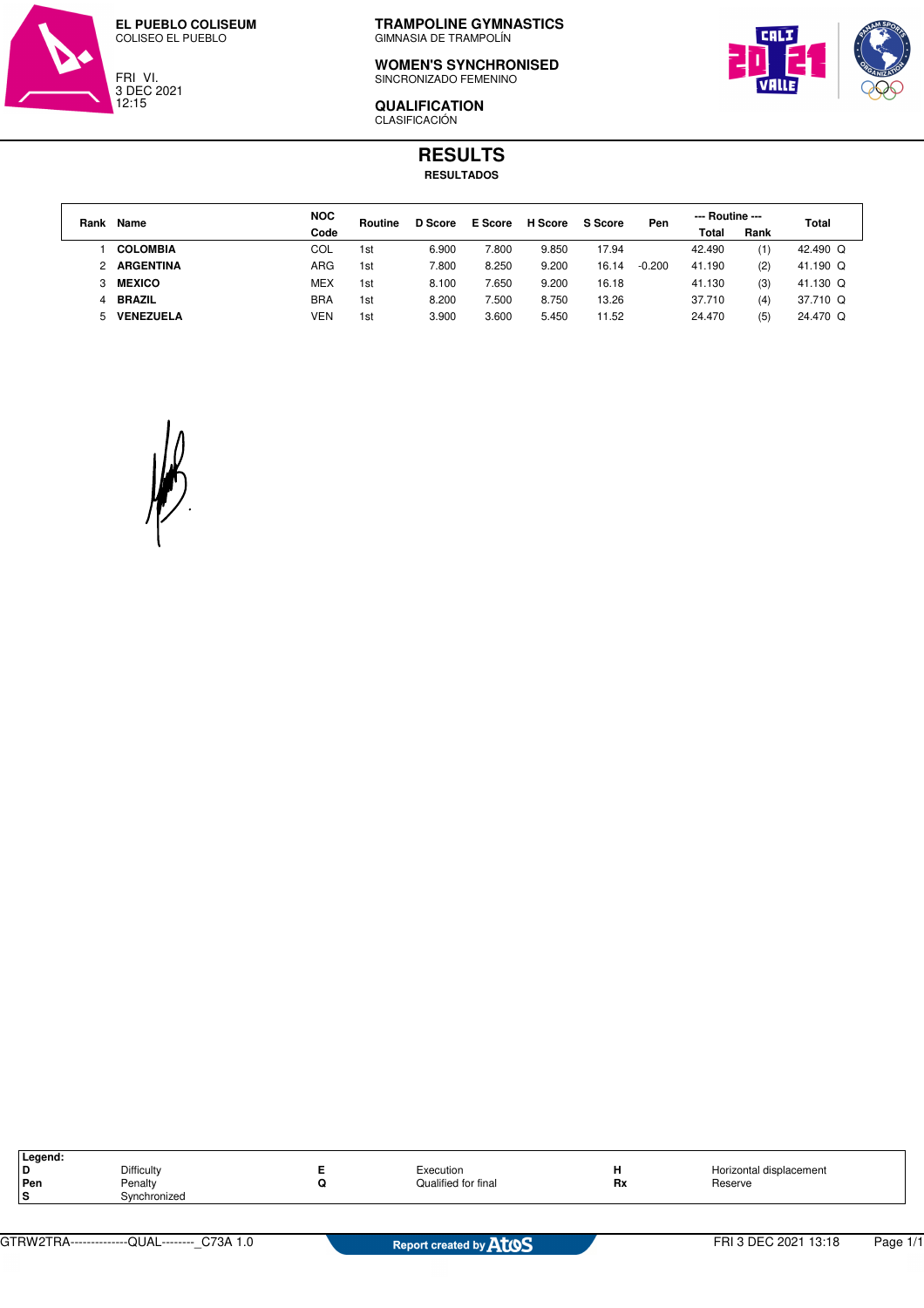**EL PUEBLO COLISEUM**
COLISEO EL PUEBLO

FRI VI.
3 DEC 2021
12:15

**TRAMPOLINE GYMNASTICS**
GIMNASIA DE TRAMPOLÍN

**WOMEN'S SYNCHRONISED**
SINCRONIZADO FEMENINO

**QUALIFICATION**
CLASIFICACIÓN

# RESULTS
**RESULTADOS**

| Rank | Name | NOC Code | Routine | D Score | E Score | H Score | S Score | Pen | --- Routine --- Total | Rank | Total |
|---|---|---|---|---|---|---|---|---|---|---|---|
| 1 | **COLOMBIA** | COL | 1st | 6.900 | 7.800 | 9.850 | 17.94 | | 42.490 | (1) | 42.490 Q |
| 2 | **ARGENTINA** | ARG | 1st | 7.800 | 8.250 | 9.200 | 16.14 | -0.200 | 41.190 | (2) | 41.190 Q |
| 3 | **MEXICO** | MEX | 1st | 8.100 | 7.650 | 9.200 | 16.18 | | 41.130 | (3) | 41.130 Q |
| 4 | **BRAZIL** | BRA | 1st | 8.200 | 7.500 | 8.750 | 13.26 | | 37.710 | (4) | 37.710 Q |
| 5 | **VENEZUELA** | VEN | 1st | 3.900 | 3.600 | 5.450 | 11.52 | | 24.470 | (5) | 24.470 Q |

**Legend:**

| | | | | | |
|---|---|---|---|---|---|
| **D** | Difficulty | **E** | Execution | **H** | Horizontal displacement |
| **Pen** | Penalty | **Q** | Qualified for final | **Rx** | Reserve |
| **S** | Synchronized | | | | |

GTRW2TRA--------------QUAL--------_C73A 1.0 — Report created by Atos — FRI 3 DEC 2021 13:18